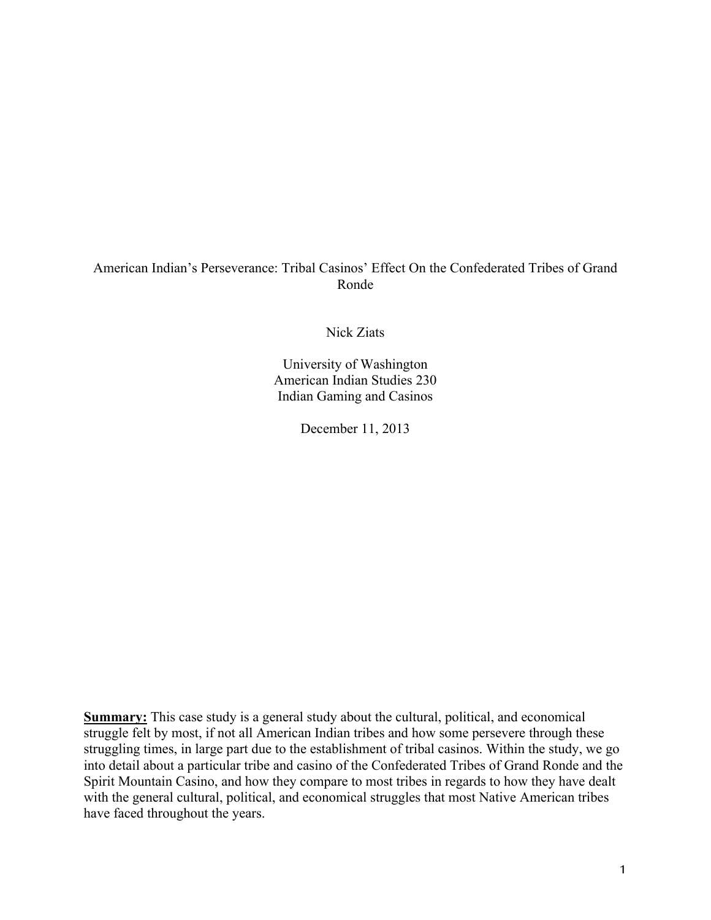# American Indian's Perseverance: Tribal Casinos' Effect On the Confederated Tribes of Grand Ronde

Nick Ziats

University of Washington
American Indian Studies 230
Indian Gaming and Casinos

December 11, 2013

**Summary:** This case study is a general study about the cultural, political, and economical struggle felt by most, if not all American Indian tribes and how some persevere through these struggling times, in large part due to the establishment of tribal casinos. Within the study, we go into detail about a particular tribe and casino of the Confederated Tribes of Grand Ronde and the Spirit Mountain Casino, and how they compare to most tribes in regards to how they have dealt with the general cultural, political, and economical struggles that most Native American tribes have faced throughout the years.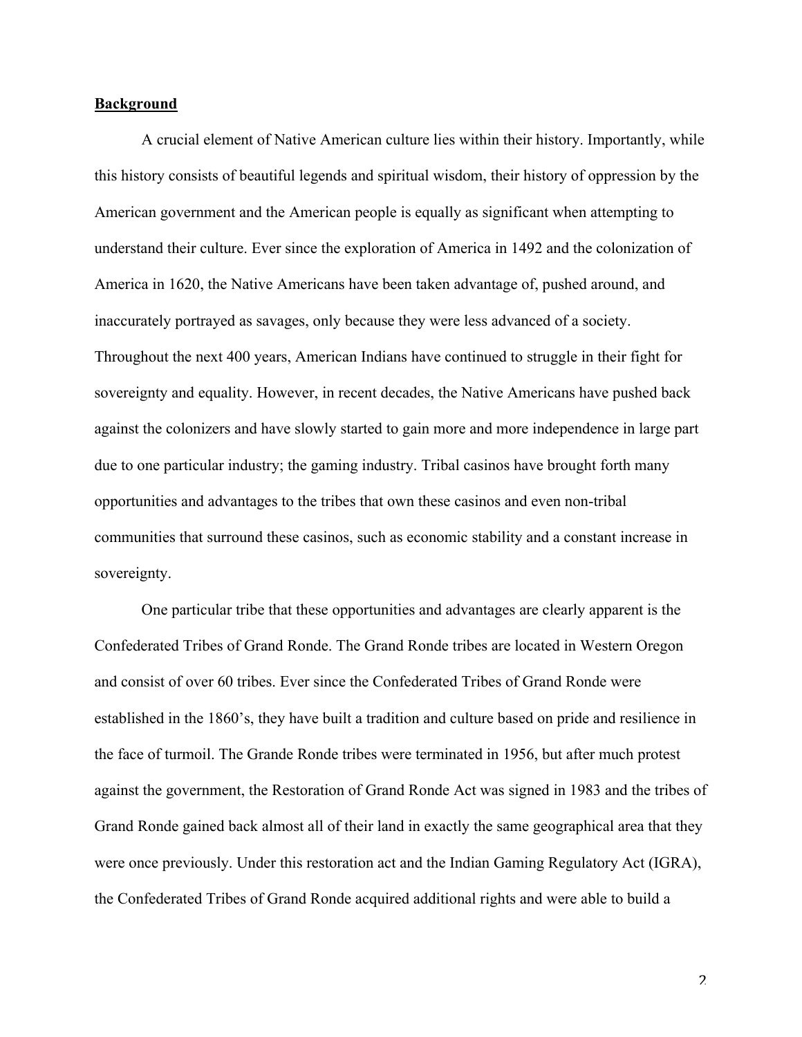**Background**

A crucial element of Native American culture lies within their history. Importantly, while this history consists of beautiful legends and spiritual wisdom, their history of oppression by the American government and the American people is equally as significant when attempting to understand their culture. Ever since the exploration of America in 1492 and the colonization of America in 1620, the Native Americans have been taken advantage of, pushed around, and inaccurately portrayed as savages, only because they were less advanced of a society. Throughout the next 400 years, American Indians have continued to struggle in their fight for sovereignty and equality. However, in recent decades, the Native Americans have pushed back against the colonizers and have slowly started to gain more and more independence in large part due to one particular industry; the gaming industry. Tribal casinos have brought forth many opportunities and advantages to the tribes that own these casinos and even non-tribal communities that surround these casinos, such as economic stability and a constant increase in sovereignty.

One particular tribe that these opportunities and advantages are clearly apparent is the Confederated Tribes of Grand Ronde. The Grand Ronde tribes are located in Western Oregon and consist of over 60 tribes. Ever since the Confederated Tribes of Grand Ronde were established in the 1860's, they have built a tradition and culture based on pride and resilience in the face of turmoil. The Grande Ronde tribes were terminated in 1956, but after much protest against the government, the Restoration of Grand Ronde Act was signed in 1983 and the tribes of Grand Ronde gained back almost all of their land in exactly the same geographical area that they were once previously. Under this restoration act and the Indian Gaming Regulatory Act (IGRA), the Confederated Tribes of Grand Ronde acquired additional rights and were able to build a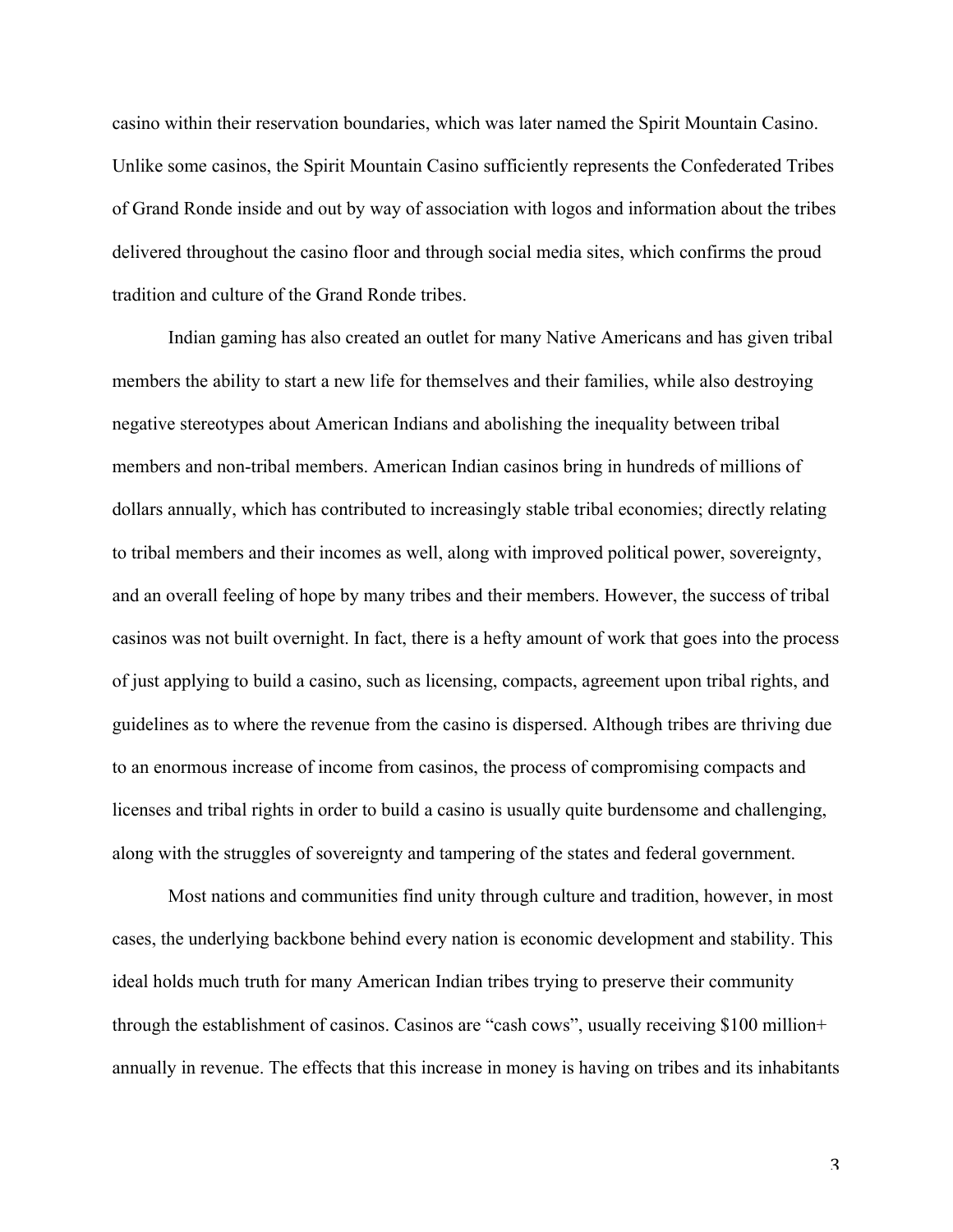casino within their reservation boundaries, which was later named the Spirit Mountain Casino. Unlike some casinos, the Spirit Mountain Casino sufficiently represents the Confederated Tribes of Grand Ronde inside and out by way of association with logos and information about the tribes delivered throughout the casino floor and through social media sites, which confirms the proud tradition and culture of the Grand Ronde tribes.

Indian gaming has also created an outlet for many Native Americans and has given tribal members the ability to start a new life for themselves and their families, while also destroying negative stereotypes about American Indians and abolishing the inequality between tribal members and non-tribal members. American Indian casinos bring in hundreds of millions of dollars annually, which has contributed to increasingly stable tribal economies; directly relating to tribal members and their incomes as well, along with improved political power, sovereignty, and an overall feeling of hope by many tribes and their members. However, the success of tribal casinos was not built overnight. In fact, there is a hefty amount of work that goes into the process of just applying to build a casino, such as licensing, compacts, agreement upon tribal rights, and guidelines as to where the revenue from the casino is dispersed. Although tribes are thriving due to an enormous increase of income from casinos, the process of compromising compacts and licenses and tribal rights in order to build a casino is usually quite burdensome and challenging, along with the struggles of sovereignty and tampering of the states and federal government.

Most nations and communities find unity through culture and tradition, however, in most cases, the underlying backbone behind every nation is economic development and stability. This ideal holds much truth for many American Indian tribes trying to preserve their community through the establishment of casinos. Casinos are "cash cows", usually receiving $100 million+ annually in revenue. The effects that this increase in money is having on tribes and its inhabitants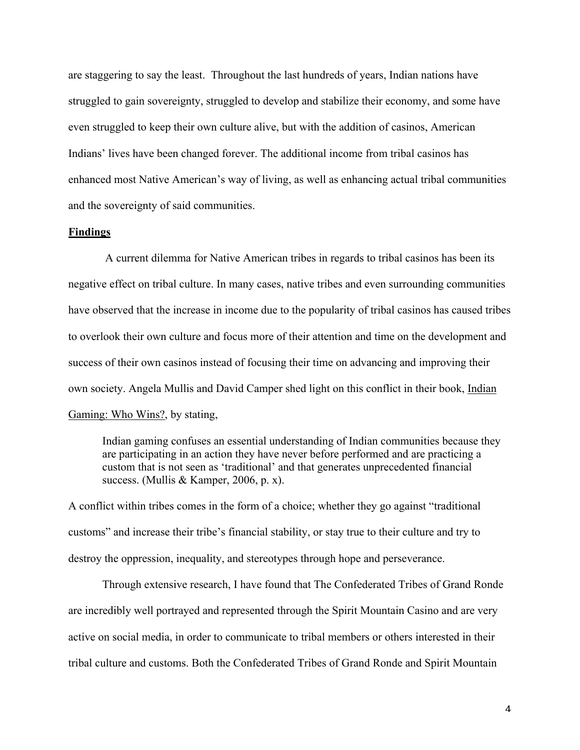are staggering to say the least. Throughout the last hundreds of years, Indian nations have struggled to gain sovereignty, struggled to develop and stabilize their economy, and some have even struggled to keep their own culture alive, but with the addition of casinos, American Indians' lives have been changed forever. The additional income from tribal casinos has enhanced most Native American's way of living, as well as enhancing actual tribal communities and the sovereignty of said communities.

**Findings**

A current dilemma for Native American tribes in regards to tribal casinos has been its negative effect on tribal culture. In many cases, native tribes and even surrounding communities have observed that the increase in income due to the popularity of tribal casinos has caused tribes to overlook their own culture and focus more of their attention and time on the development and success of their own casinos instead of focusing their time on advancing and improving their own society. Angela Mullis and David Camper shed light on this conflict in their book, Indian Gaming: Who Wins?, by stating,

> Indian gaming confuses an essential understanding of Indian communities because they are participating in an action they have never before performed and are practicing a custom that is not seen as 'traditional' and that generates unprecedented financial success. (Mullis & Kamper, 2006, p. x).

A conflict within tribes comes in the form of a choice; whether they go against "traditional customs" and increase their tribe's financial stability, or stay true to their culture and try to destroy the oppression, inequality, and stereotypes through hope and perseverance.

Through extensive research, I have found that The Confederated Tribes of Grand Ronde are incredibly well portrayed and represented through the Spirit Mountain Casino and are very active on social media, in order to communicate to tribal members or others interested in their tribal culture and customs. Both the Confederated Tribes of Grand Ronde and Spirit Mountain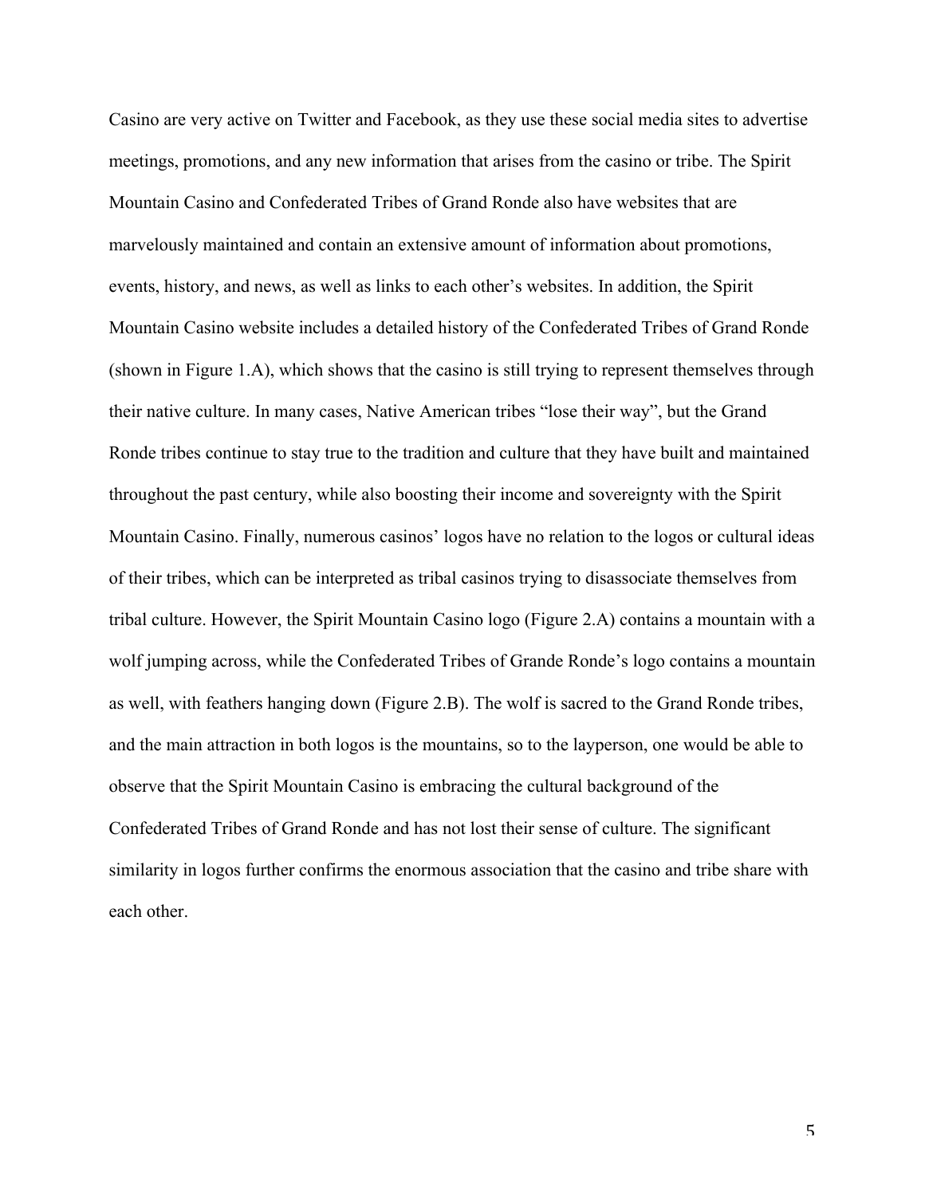Casino are very active on Twitter and Facebook, as they use these social media sites to advertise meetings, promotions, and any new information that arises from the casino or tribe. The Spirit Mountain Casino and Confederated Tribes of Grand Ronde also have websites that are marvelously maintained and contain an extensive amount of information about promotions, events, history, and news, as well as links to each other's websites. In addition, the Spirit Mountain Casino website includes a detailed history of the Confederated Tribes of Grand Ronde (shown in Figure 1.A), which shows that the casino is still trying to represent themselves through their native culture. In many cases, Native American tribes "lose their way", but the Grand Ronde tribes continue to stay true to the tradition and culture that they have built and maintained throughout the past century, while also boosting their income and sovereignty with the Spirit Mountain Casino. Finally, numerous casinos' logos have no relation to the logos or cultural ideas of their tribes, which can be interpreted as tribal casinos trying to disassociate themselves from tribal culture. However, the Spirit Mountain Casino logo (Figure 2.A) contains a mountain with a wolf jumping across, while the Confederated Tribes of Grande Ronde's logo contains a mountain as well, with feathers hanging down (Figure 2.B). The wolf is sacred to the Grand Ronde tribes, and the main attraction in both logos is the mountains, so to the layperson, one would be able to observe that the Spirit Mountain Casino is embracing the cultural background of the Confederated Tribes of Grand Ronde and has not lost their sense of culture. The significant similarity in logos further confirms the enormous association that the casino and tribe share with each other.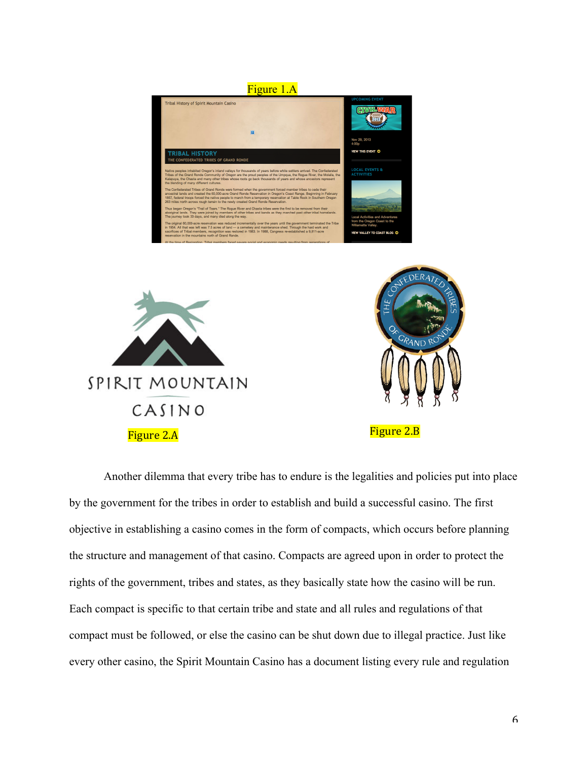Figure 1.A

Figure 2.A

Figure 2.B

Another dilemma that every tribe has to endure is the legalities and policies put into place by the government for the tribes in order to establish and build a successful casino. The first objective in establishing a casino comes in the form of compacts, which occurs before planning the structure and management of that casino. Compacts are agreed upon in order to protect the rights of the government, tribes and states, as they basically state how the casino will be run. Each compact is specific to that certain tribe and state and all rules and regulations of that compact must be followed, or else the casino can be shut down due to illegal practice. Just like every other casino, the Spirit Mountain Casino has a document listing every rule and regulation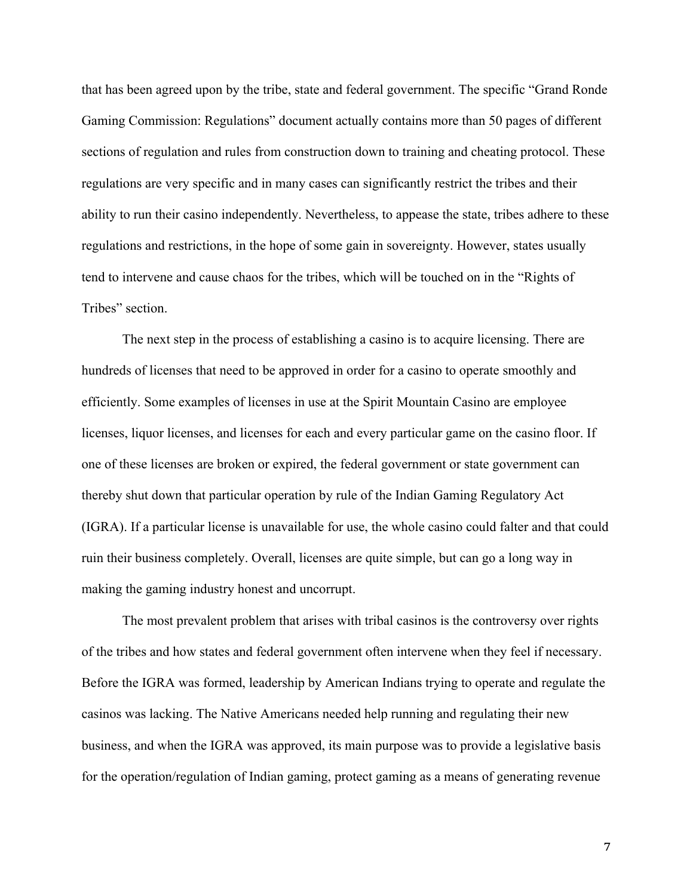that has been agreed upon by the tribe, state and federal government. The specific "Grand Ronde Gaming Commission: Regulations" document actually contains more than 50 pages of different sections of regulation and rules from construction down to training and cheating protocol. These regulations are very specific and in many cases can significantly restrict the tribes and their ability to run their casino independently. Nevertheless, to appease the state, tribes adhere to these regulations and restrictions, in the hope of some gain in sovereignty. However, states usually tend to intervene and cause chaos for the tribes, which will be touched on in the "Rights of Tribes" section.

The next step in the process of establishing a casino is to acquire licensing. There are hundreds of licenses that need to be approved in order for a casino to operate smoothly and efficiently. Some examples of licenses in use at the Spirit Mountain Casino are employee licenses, liquor licenses, and licenses for each and every particular game on the casino floor. If one of these licenses are broken or expired, the federal government or state government can thereby shut down that particular operation by rule of the Indian Gaming Regulatory Act (IGRA). If a particular license is unavailable for use, the whole casino could falter and that could ruin their business completely. Overall, licenses are quite simple, but can go a long way in making the gaming industry honest and uncorrupt.

The most prevalent problem that arises with tribal casinos is the controversy over rights of the tribes and how states and federal government often intervene when they feel if necessary. Before the IGRA was formed, leadership by American Indians trying to operate and regulate the casinos was lacking. The Native Americans needed help running and regulating their new business, and when the IGRA was approved, its main purpose was to provide a legislative basis for the operation/regulation of Indian gaming, protect gaming as a means of generating revenue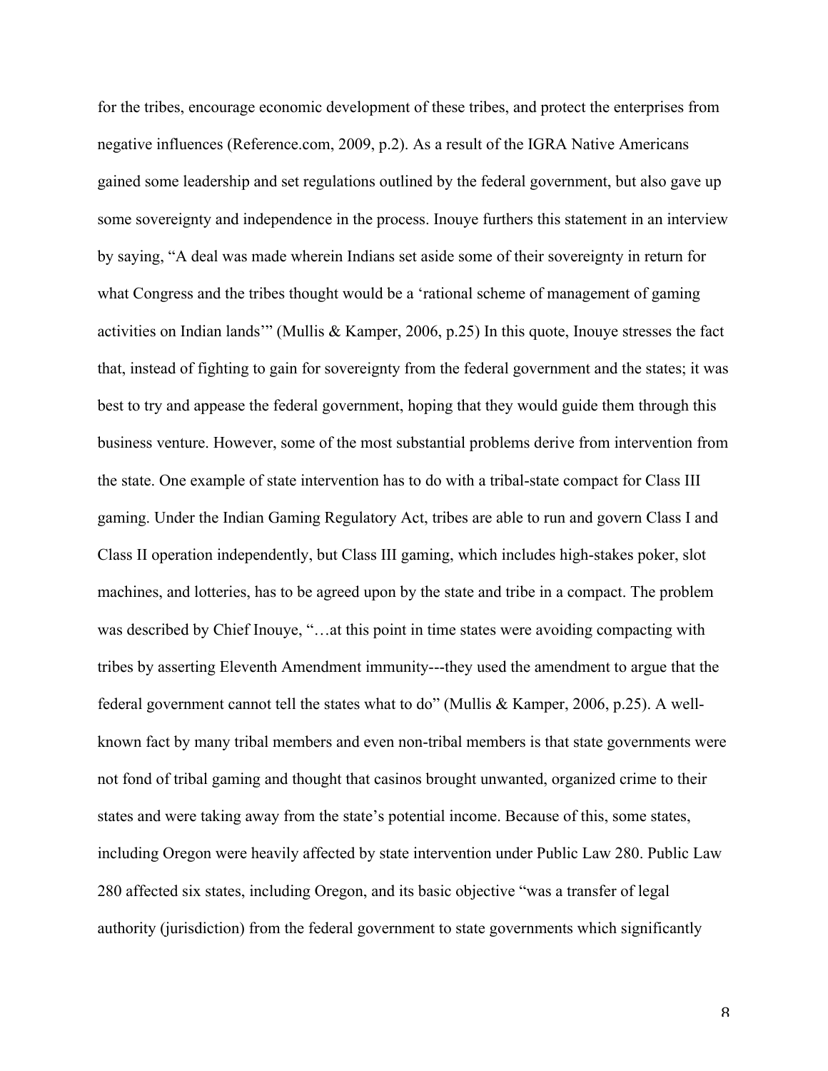for the tribes, encourage economic development of these tribes, and protect the enterprises from negative influences (Reference.com, 2009, p.2). As a result of the IGRA Native Americans gained some leadership and set regulations outlined by the federal government, but also gave up some sovereignty and independence in the process. Inouye furthers this statement in an interview by saying, "A deal was made wherein Indians set aside some of their sovereignty in return for what Congress and the tribes thought would be a 'rational scheme of management of gaming activities on Indian lands'" (Mullis & Kamper, 2006, p.25) In this quote, Inouye stresses the fact that, instead of fighting to gain for sovereignty from the federal government and the states; it was best to try and appease the federal government, hoping that they would guide them through this business venture. However, some of the most substantial problems derive from intervention from the state. One example of state intervention has to do with a tribal-state compact for Class III gaming. Under the Indian Gaming Regulatory Act, tribes are able to run and govern Class I and Class II operation independently, but Class III gaming, which includes high-stakes poker, slot machines, and lotteries, has to be agreed upon by the state and tribe in a compact. The problem was described by Chief Inouye, "…at this point in time states were avoiding compacting with tribes by asserting Eleventh Amendment immunity---they used the amendment to argue that the federal government cannot tell the states what to do" (Mullis & Kamper, 2006, p.25). A well-known fact by many tribal members and even non-tribal members is that state governments were not fond of tribal gaming and thought that casinos brought unwanted, organized crime to their states and were taking away from the state's potential income. Because of this, some states, including Oregon were heavily affected by state intervention under Public Law 280. Public Law 280 affected six states, including Oregon, and its basic objective "was a transfer of legal authority (jurisdiction) from the federal government to state governments which significantly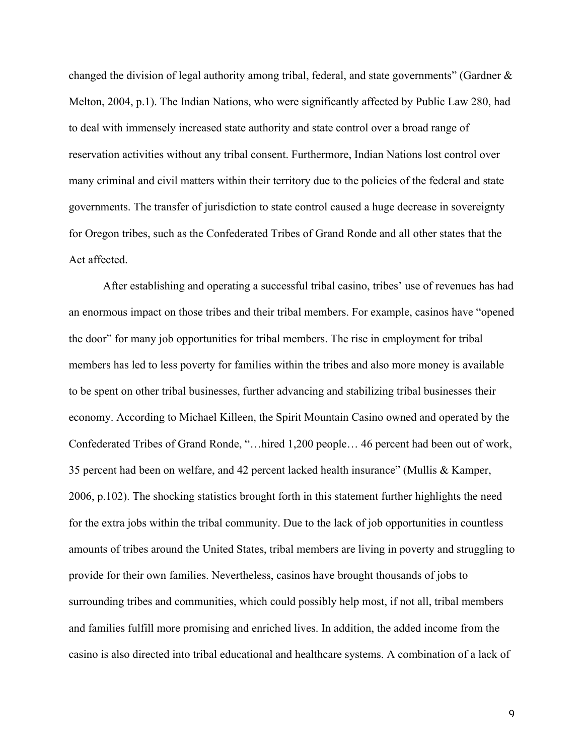changed the division of legal authority among tribal, federal, and state governments" (Gardner & Melton, 2004, p.1). The Indian Nations, who were significantly affected by Public Law 280, had to deal with immensely increased state authority and state control over a broad range of reservation activities without any tribal consent. Furthermore, Indian Nations lost control over many criminal and civil matters within their territory due to the policies of the federal and state governments. The transfer of jurisdiction to state control caused a huge decrease in sovereignty for Oregon tribes, such as the Confederated Tribes of Grand Ronde and all other states that the Act affected.

After establishing and operating a successful tribal casino, tribes' use of revenues has had an enormous impact on those tribes and their tribal members. For example, casinos have "opened the door" for many job opportunities for tribal members. The rise in employment for tribal members has led to less poverty for families within the tribes and also more money is available to be spent on other tribal businesses, further advancing and stabilizing tribal businesses their economy. According to Michael Killeen, the Spirit Mountain Casino owned and operated by the Confederated Tribes of Grand Ronde, "…hired 1,200 people… 46 percent had been out of work, 35 percent had been on welfare, and 42 percent lacked health insurance" (Mullis & Kamper, 2006, p.102). The shocking statistics brought forth in this statement further highlights the need for the extra jobs within the tribal community. Due to the lack of job opportunities in countless amounts of tribes around the United States, tribal members are living in poverty and struggling to provide for their own families. Nevertheless, casinos have brought thousands of jobs to surrounding tribes and communities, which could possibly help most, if not all, tribal members and families fulfill more promising and enriched lives. In addition, the added income from the casino is also directed into tribal educational and healthcare systems. A combination of a lack of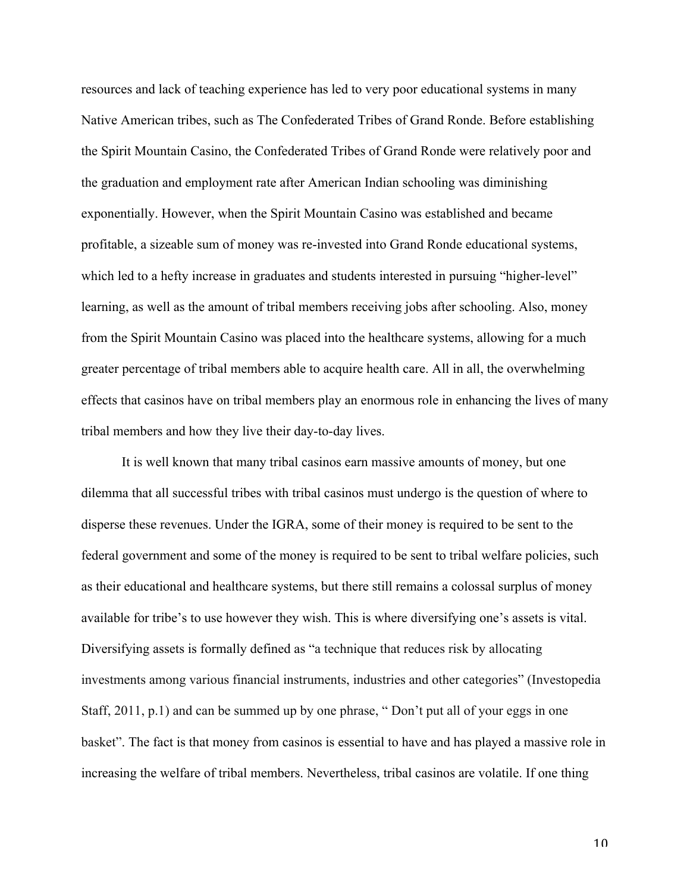resources and lack of teaching experience has led to very poor educational systems in many Native American tribes, such as The Confederated Tribes of Grand Ronde. Before establishing the Spirit Mountain Casino, the Confederated Tribes of Grand Ronde were relatively poor and the graduation and employment rate after American Indian schooling was diminishing exponentially. However, when the Spirit Mountain Casino was established and became profitable, a sizeable sum of money was re-invested into Grand Ronde educational systems, which led to a hefty increase in graduates and students interested in pursuing "higher-level" learning, as well as the amount of tribal members receiving jobs after schooling. Also, money from the Spirit Mountain Casino was placed into the healthcare systems, allowing for a much greater percentage of tribal members able to acquire health care. All in all, the overwhelming effects that casinos have on tribal members play an enormous role in enhancing the lives of many tribal members and how they live their day-to-day lives.

It is well known that many tribal casinos earn massive amounts of money, but one dilemma that all successful tribes with tribal casinos must undergo is the question of where to disperse these revenues. Under the IGRA, some of their money is required to be sent to the federal government and some of the money is required to be sent to tribal welfare policies, such as their educational and healthcare systems, but there still remains a colossal surplus of money available for tribe's to use however they wish. This is where diversifying one's assets is vital. Diversifying assets is formally defined as "a technique that reduces risk by allocating investments among various financial instruments, industries and other categories" (Investopedia Staff, 2011, p.1) and can be summed up by one phrase, " Don't put all of your eggs in one basket". The fact is that money from casinos is essential to have and has played a massive role in increasing the welfare of tribal members. Nevertheless, tribal casinos are volatile. If one thing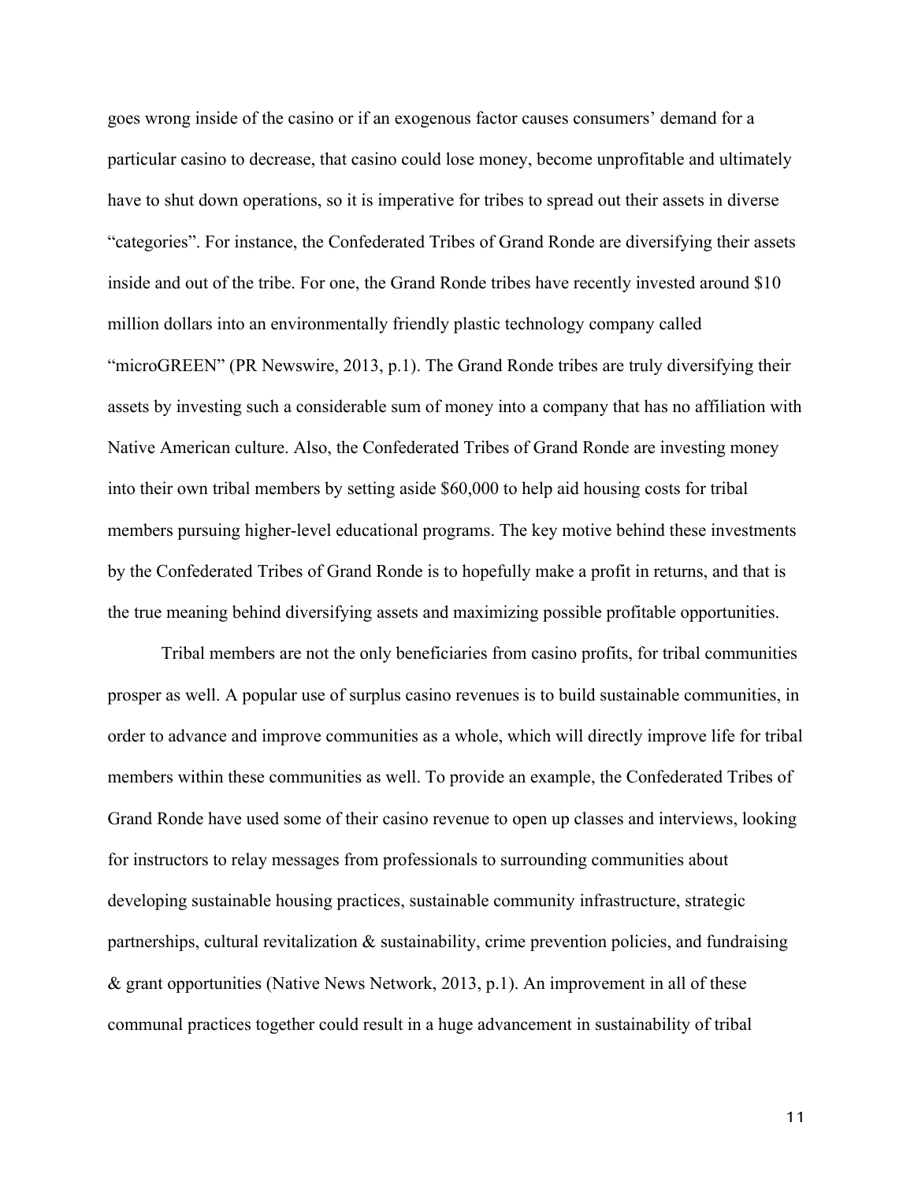goes wrong inside of the casino or if an exogenous factor causes consumers' demand for a particular casino to decrease, that casino could lose money, become unprofitable and ultimately have to shut down operations, so it is imperative for tribes to spread out their assets in diverse "categories". For instance, the Confederated Tribes of Grand Ronde are diversifying their assets inside and out of the tribe. For one, the Grand Ronde tribes have recently invested around $10 million dollars into an environmentally friendly plastic technology company called "microGREEN" (PR Newswire, 2013, p.1). The Grand Ronde tribes are truly diversifying their assets by investing such a considerable sum of money into a company that has no affiliation with Native American culture. Also, the Confederated Tribes of Grand Ronde are investing money into their own tribal members by setting aside $60,000 to help aid housing costs for tribal members pursuing higher-level educational programs. The key motive behind these investments by the Confederated Tribes of Grand Ronde is to hopefully make a profit in returns, and that is the true meaning behind diversifying assets and maximizing possible profitable opportunities.

Tribal members are not the only beneficiaries from casino profits, for tribal communities prosper as well. A popular use of surplus casino revenues is to build sustainable communities, in order to advance and improve communities as a whole, which will directly improve life for tribal members within these communities as well. To provide an example, the Confederated Tribes of Grand Ronde have used some of their casino revenue to open up classes and interviews, looking for instructors to relay messages from professionals to surrounding communities about developing sustainable housing practices, sustainable community infrastructure, strategic partnerships, cultural revitalization & sustainability, crime prevention policies, and fundraising & grant opportunities (Native News Network, 2013, p.1). An improvement in all of these communal practices together could result in a huge advancement in sustainability of tribal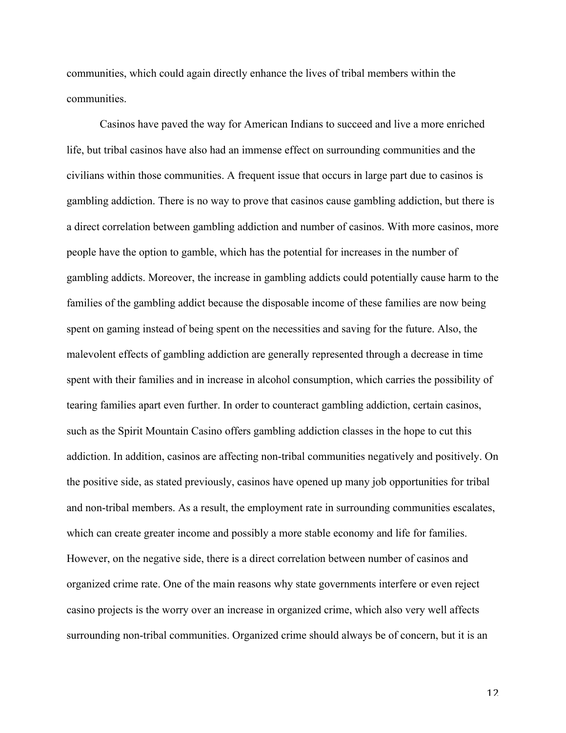communities, which could again directly enhance the lives of tribal members within the communities.

Casinos have paved the way for American Indians to succeed and live a more enriched life, but tribal casinos have also had an immense effect on surrounding communities and the civilians within those communities. A frequent issue that occurs in large part due to casinos is gambling addiction. There is no way to prove that casinos cause gambling addiction, but there is a direct correlation between gambling addiction and number of casinos. With more casinos, more people have the option to gamble, which has the potential for increases in the number of gambling addicts. Moreover, the increase in gambling addicts could potentially cause harm to the families of the gambling addict because the disposable income of these families are now being spent on gaming instead of being spent on the necessities and saving for the future. Also, the malevolent effects of gambling addiction are generally represented through a decrease in time spent with their families and in increase in alcohol consumption, which carries the possibility of tearing families apart even further. In order to counteract gambling addiction, certain casinos, such as the Spirit Mountain Casino offers gambling addiction classes in the hope to cut this addiction. In addition, casinos are affecting non-tribal communities negatively and positively. On the positive side, as stated previously, casinos have opened up many job opportunities for tribal and non-tribal members. As a result, the employment rate in surrounding communities escalates, which can create greater income and possibly a more stable economy and life for families. However, on the negative side, there is a direct correlation between number of casinos and organized crime rate. One of the main reasons why state governments interfere or even reject casino projects is the worry over an increase in organized crime, which also very well affects surrounding non-tribal communities. Organized crime should always be of concern, but it is an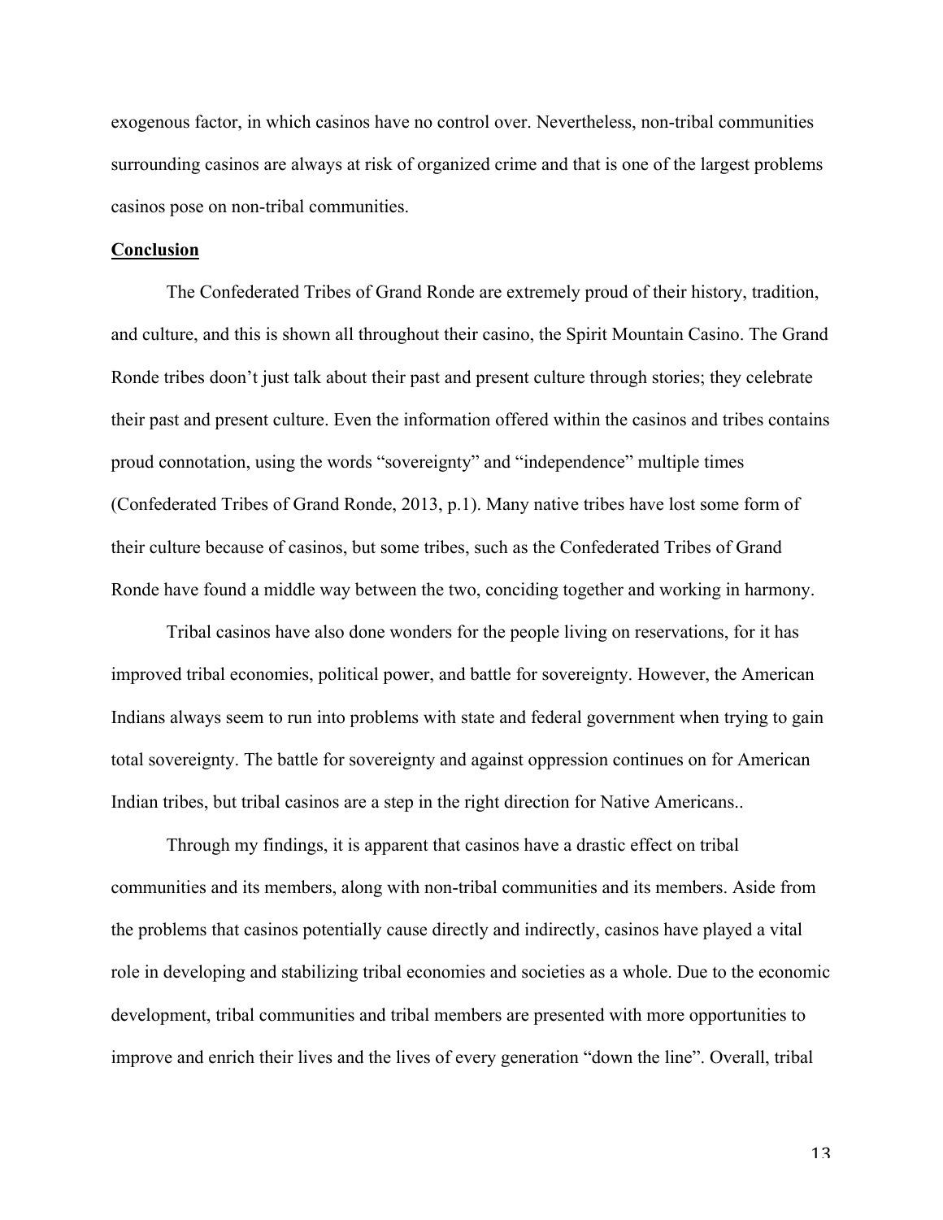exogenous factor, in which casinos have no control over. Nevertheless, non-tribal communities surrounding casinos are always at risk of organized crime and that is one of the largest problems casinos pose on non-tribal communities.

## Conclusion

The Confederated Tribes of Grand Ronde are extremely proud of their history, tradition, and culture, and this is shown all throughout their casino, the Spirit Mountain Casino. The Grand Ronde tribes doon't just talk about their past and present culture through stories; they celebrate their past and present culture. Even the information offered within the casinos and tribes contains proud connotation, using the words "sovereignty" and "independence" multiple times (Confederated Tribes of Grand Ronde, 2013, p.1). Many native tribes have lost some form of their culture because of casinos, but some tribes, such as the Confederated Tribes of Grand Ronde have found a middle way between the two, conciding together and working in harmony.

Tribal casinos have also done wonders for the people living on reservations, for it has improved tribal economies, political power, and battle for sovereignty. However, the American Indians always seem to run into problems with state and federal government when trying to gain total sovereignty. The battle for sovereignty and against oppression continues on for American Indian tribes, but tribal casinos are a step in the right direction for Native Americans..

Through my findings, it is apparent that casinos have a drastic effect on tribal communities and its members, along with non-tribal communities and its members. Aside from the problems that casinos potentially cause directly and indirectly, casinos have played a vital role in developing and stabilizing tribal economies and societies as a whole. Due to the economic development, tribal communities and tribal members are presented with more opportunities to improve and enrich their lives and the lives of every generation "down the line". Overall, tribal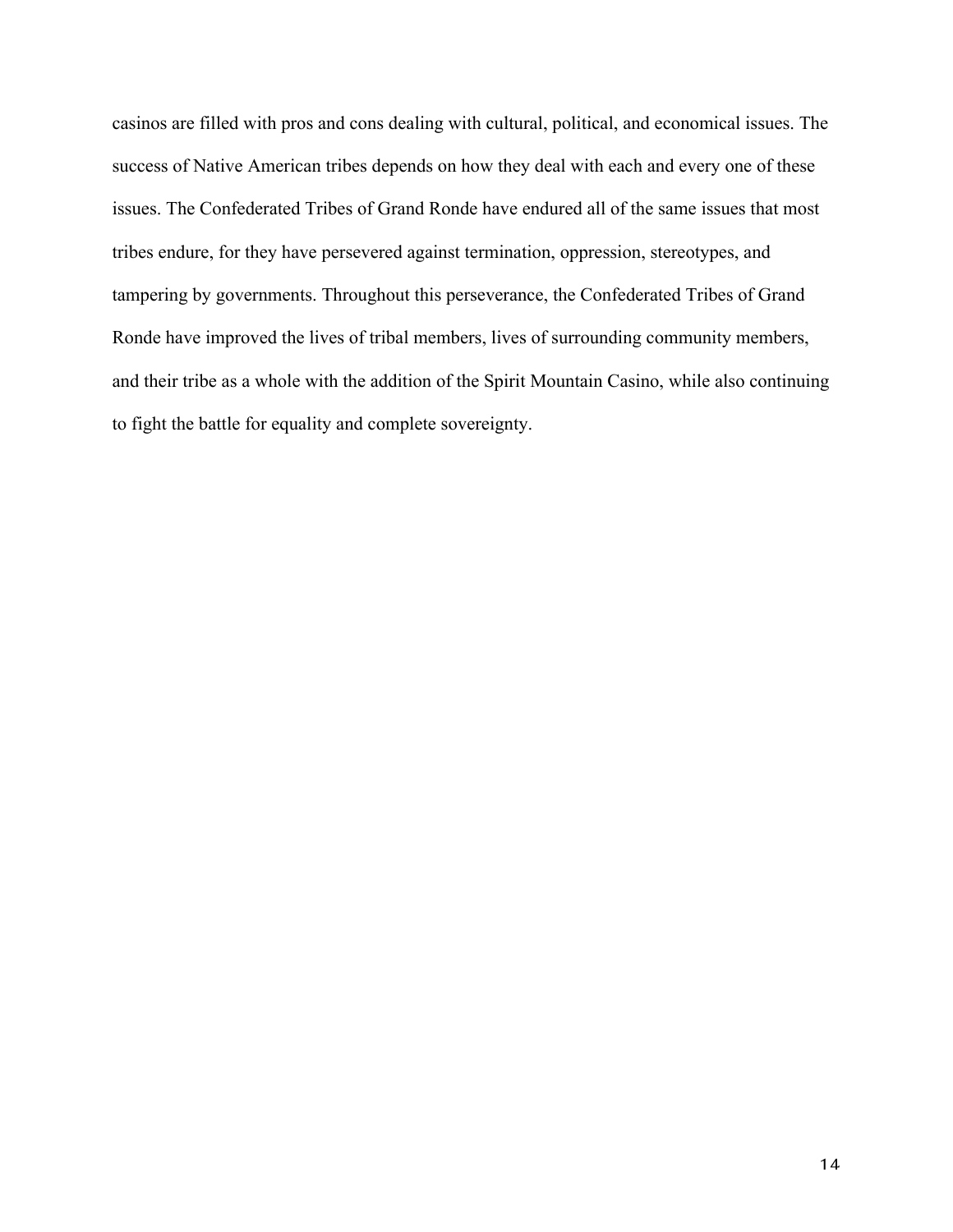casinos are filled with pros and cons dealing with cultural, political, and economical issues. The success of Native American tribes depends on how they deal with each and every one of these issues. The Confederated Tribes of Grand Ronde have endured all of the same issues that most tribes endure, for they have persevered against termination, oppression, stereotypes, and tampering by governments. Throughout this perseverance, the Confederated Tribes of Grand Ronde have improved the lives of tribal members, lives of surrounding community members, and their tribe as a whole with the addition of the Spirit Mountain Casino, while also continuing to fight the battle for equality and complete sovereignty.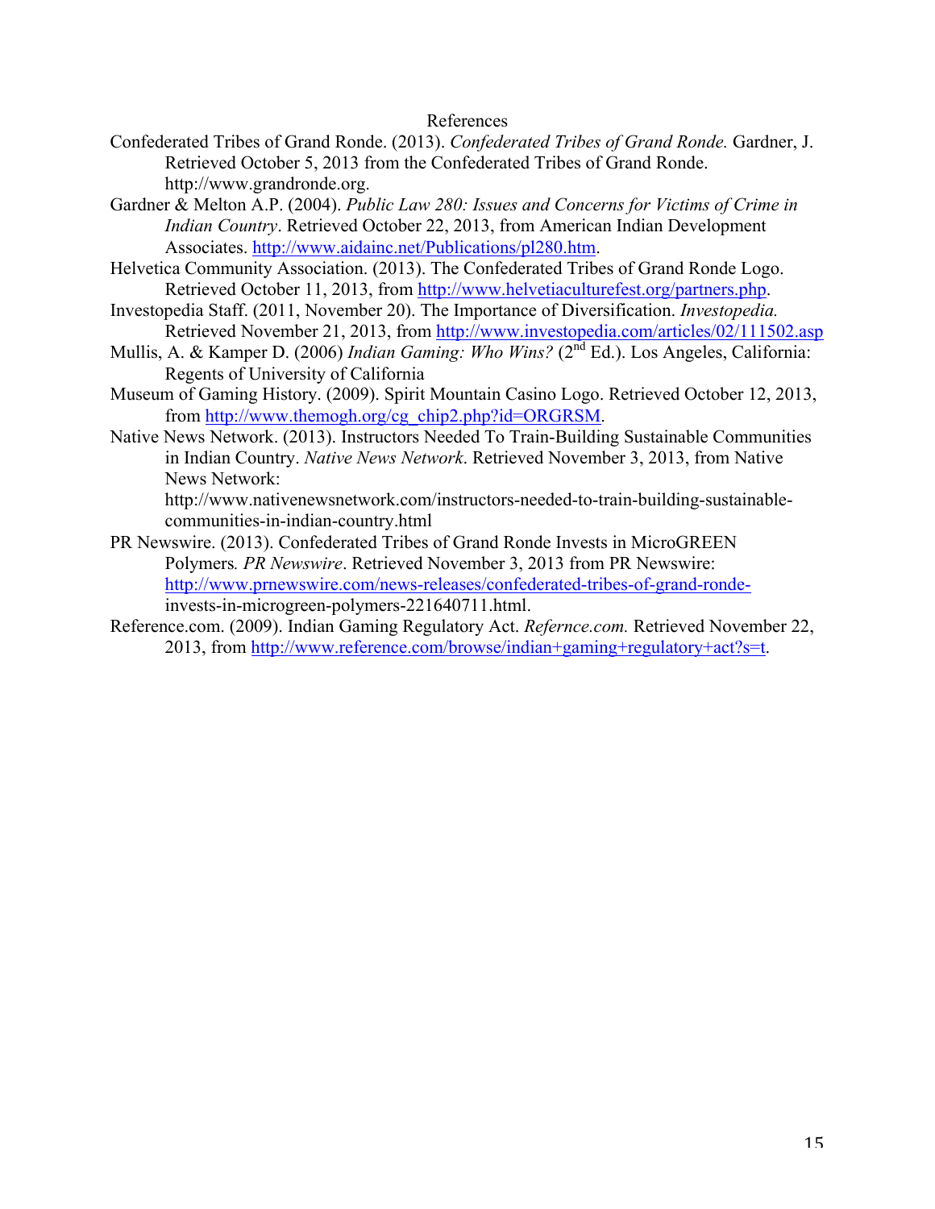# References

Confederated Tribes of Grand Ronde. (2013). *Confederated Tribes of Grand Ronde.* Gardner, J. Retrieved October 5, 2013 from the Confederated Tribes of Grand Ronde. http://www.grandronde.org.

Gardner & Melton A.P. (2004). *Public Law 280: Issues and Concerns for Victims of Crime in Indian Country*. Retrieved October 22, 2013, from American Indian Development Associates. http://www.aidainc.net/Publications/pl280.htm.

Helvetica Community Association. (2013). The Confederated Tribes of Grand Ronde Logo. Retrieved October 11, 2013, from http://www.helvetiaculturefest.org/partners.php.

Investopedia Staff. (2011, November 20). The Importance of Diversification. *Investopedia.* Retrieved November 21, 2013, from http://www.investopedia.com/articles/02/111502.asp

Mullis, A. & Kamper D. (2006) *Indian Gaming: Who Wins?* (2nd Ed.). Los Angeles, California: Regents of University of California

Museum of Gaming History. (2009). Spirit Mountain Casino Logo. Retrieved October 12, 2013, from http://www.themogh.org/cg_chip2.php?id=ORGRSM.

Native News Network. (2013). Instructors Needed To Train-Building Sustainable Communities in Indian Country. *Native News Network*. Retrieved November 3, 2013, from Native News Network: http://www.nativenewsnetwork.com/instructors-needed-to-train-building-sustainable-communities-in-indian-country.html

PR Newswire. (2013). Confederated Tribes of Grand Ronde Invests in MicroGREEN Polymers*. PR Newswire*. Retrieved November 3, 2013 from PR Newswire: http://www.prnewswire.com/news-releases/confederated-tribes-of-grand-ronde-invests-in-microgreen-polymers-221640711.html.

Reference.com. (2009). Indian Gaming Regulatory Act. *Refernce.com.* Retrieved November 22, 2013, from http://www.reference.com/browse/indian+gaming+regulatory+act?s=t.